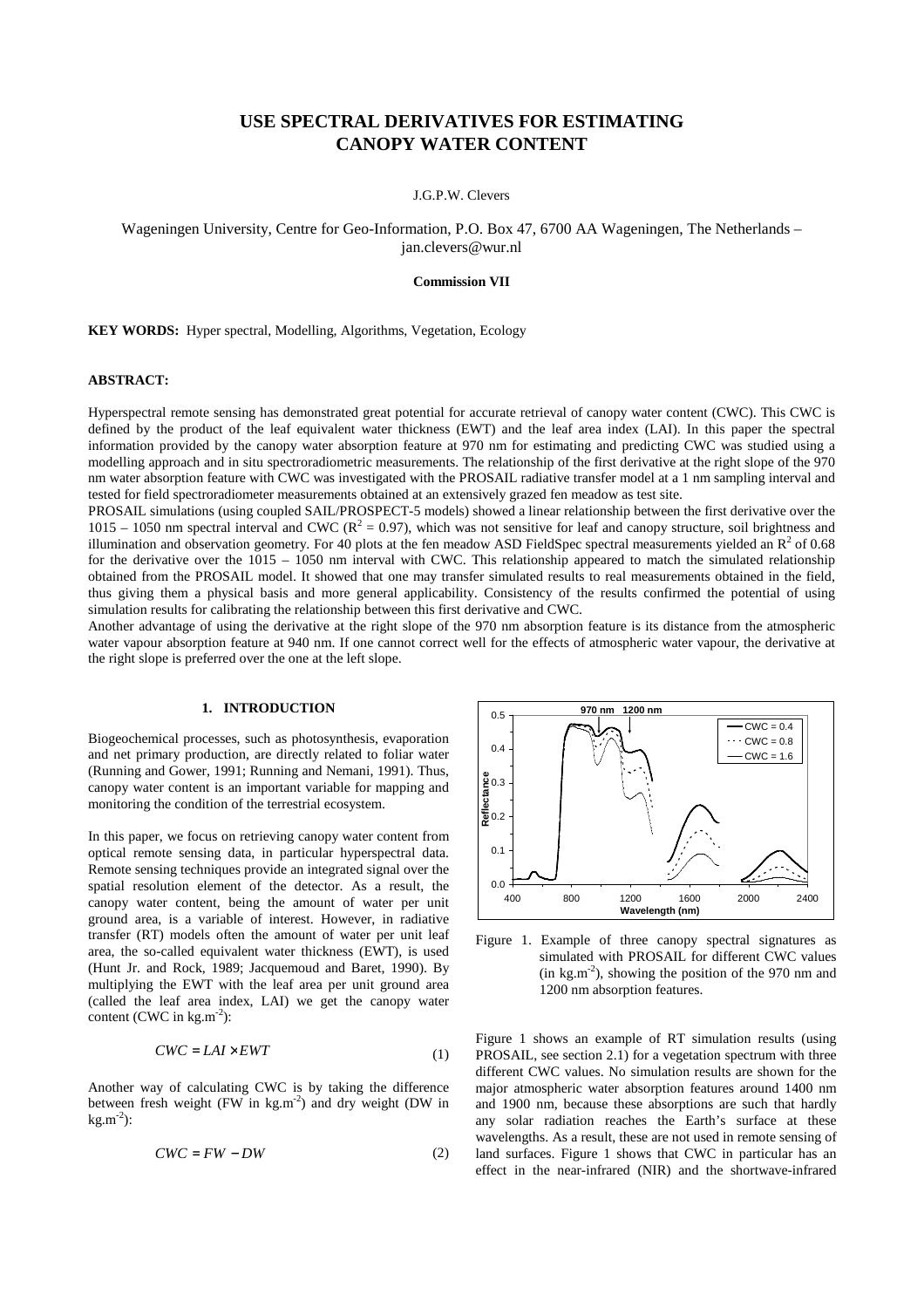# USE SPECTRAL DERIVATIVES FOR ESTIMATING CANOPY WATER CONTENT

J.G.P.W. Clevers

Wageningen University, Centre for Geo-Information, P.O. Box 47, 6700 AA Wageningen, The Netherlands – jan.clevers@wur.nl

**Commission VII**

**KEY WORDS:** Hyper spectral, Modelling, Algorithms, Vegetation, Ecology

**ABSTRACT:**

Hyperspectral remote sensing has demonstrated great potential for accurate retrieval of canopy water content (CWC). This CWC is defined by the product of the leaf equivalent water thickness (EWT) and the leaf area index (LAI). In this paper the spectral information provided by the canopy water absorption feature at 970 nm for estimating and predicting CWC was studied using a modelling approach and in situ spectroradiometric measurements. The relationship of the first derivative at the right slope of the 970 nm water absorption feature with CWC was investigated with the PROSAIL radiative transfer model at a 1 nm sampling interval and tested for field spectroradiometer measurements obtained at an extensively grazed fen meadow as test site.

PROSAIL simulations (using coupled SAIL/PROSPECT-5 models) showed a linear relationship between the first derivative over the 1015 – 1050 nm spectral interval and CWC ($R^2 = 0.97$), which was not sensitive for leaf and canopy structure, soil brightness and illumination and observation geometry. For 40 plots at the fen meadow ASD FieldSpec spectral measurements yielded an $R^2$ of 0.68 for the derivative over the 1015 – 1050 nm interval with CWC. This relationship appeared to match the simulated relationship obtained from the PROSAIL model. It showed that one may transfer simulated results to real measurements obtained in the field, thus giving them a physical basis and more general applicability. Consistency of the results confirmed the potential of using simulation results for calibrating the relationship between this first derivative and CWC.

Another advantage of using the derivative at the right slope of the 970 nm absorption feature is its distance from the atmospheric water vapour absorption feature at 940 nm. If one cannot correct well for the effects of atmospheric water vapour, the derivative at the right slope is preferred over the one at the left slope.

## 1. INTRODUCTION

Biogeochemical processes, such as photosynthesis, evaporation and net primary production, are directly related to foliar water (Running and Gower, 1991; Running and Nemani, 1991). Thus, canopy water content is an important variable for mapping and monitoring the condition of the terrestrial ecosystem.

In this paper, we focus on retrieving canopy water content from optical remote sensing data, in particular hyperspectral data. Remote sensing techniques provide an integrated signal over the spatial resolution element of the detector. As a result, the canopy water content, being the amount of water per unit ground area, is a variable of interest. However, in radiative transfer (RT) models often the amount of water per unit leaf area, the so-called equivalent water thickness (EWT), is used (Hunt Jr. and Rock, 1989; Jacquemoud and Baret, 1990). By multiplying the EWT with the leaf area per unit ground area (called the leaf area index, LAI) we get the canopy water content (CWC in $kg.m^{-2}$):

$$CWC = LAI \times EWT \tag{1}$$

Another way of calculating CWC is by taking the difference between fresh weight (FW in $kg.m^{-2}$) and dry weight (DW in $kg.m^{-2}$):

$$CWC = FW - DW \tag{2}$$

970 nm
1200 nm
0.5
0.4
0.3
0.2
0.1
0.0
Reflectance
400
800
1200
1600
2000
2400
Wavelength (nm)
CWC = 0.4
CWC = 0.8
CWC = 1.6

Figure 1. Example of three canopy spectral signatures as simulated with PROSAIL for different CWC values (in $kg.m^{-2}$), showing the position of the 970 nm and 1200 nm absorption features.

Figure 1 shows an example of RT simulation results (using PROSAIL, see section 2.1) for a vegetation spectrum with three different CWC values. No simulation results are shown for the major atmospheric water absorption features around 1400 nm and 1900 nm, because these absorptions are such that hardly any solar radiation reaches the Earth's surface at these wavelengths. As a result, these are not used in remote sensing of land surfaces. Figure 1 shows that CWC in particular has an effect in the near-infrared (NIR) and the shortwave-infrared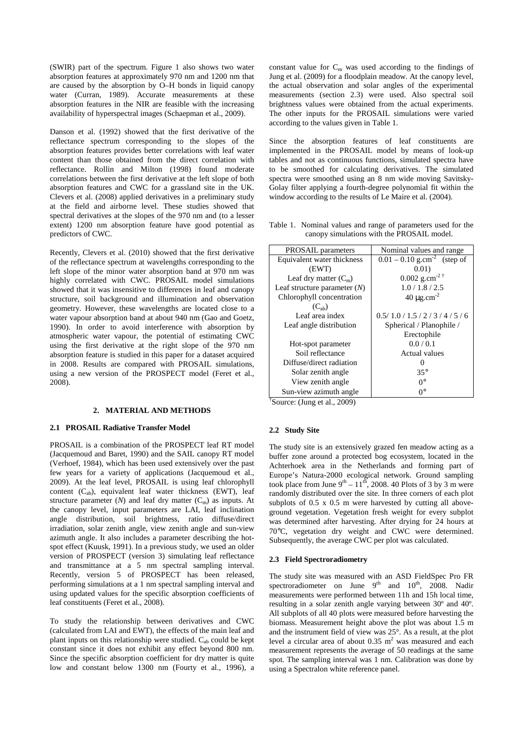(SWIR) part of the spectrum. Figure 1 also shows two water absorption features at approximately 970 nm and 1200 nm that are caused by the absorption by O–H bonds in liquid canopy water (Curran, 1989). Accurate measurements at these absorption features in the NIR are feasible with the increasing availability of hyperspectral images (Schaepman et al., 2009).

Danson et al. (1992) showed that the first derivative of the reflectance spectrum corresponding to the slopes of the absorption features provides better correlations with leaf water content than those obtained from the direct correlation with reflectance. Rollin and Milton (1998) found moderate correlations between the first derivative at the left slope of both absorption features and CWC for a grassland site in the UK. Clevers et al. (2008) applied derivatives in a preliminary study at the field and airborne level. These studies showed that spectral derivatives at the slopes of the 970 nm and (to a lesser extent) 1200 nm absorption feature have good potential as predictors of CWC.

Recently, Clevers et al. (2010) showed that the first derivative of the reflectance spectrum at wavelengths corresponding to the left slope of the minor water absorption band at 970 nm was highly correlated with CWC. PROSAIL model simulations showed that it was insensitive to differences in leaf and canopy structure, soil background and illumination and observation geometry. However, these wavelengths are located close to a water vapour absorption band at about 940 nm (Gao and Goetz, 1990). In order to avoid interference with absorption by atmospheric water vapour, the potential of estimating CWC using the first derivative at the right slope of the 970 nm absorption feature is studied in this paper for a dataset acquired in 2008. Results are compared with PROSAIL simulations, using a new version of the PROSPECT model (Feret et al., 2008).

## 2. MATERIAL AND METHODS

### 2.1 PROSAIL Radiative Transfer Model

PROSAIL is a combination of the PROSPECT leaf RT model (Jacquemoud and Baret, 1990) and the SAIL canopy RT model (Verhoef, 1984), which has been used extensively over the past few years for a variety of applications (Jacquemoud et al., 2009). At the leaf level, PROSAIL is using leaf chlorophyll content ($C_{ab}$), equivalent leaf water thickness (EWT), leaf structure parameter ($N$) and leaf dry matter ($C_m$) as inputs. At the canopy level, input parameters are LAI, leaf inclination angle distribution, soil brightness, ratio diffuse/direct irradiation, solar zenith angle, view zenith angle and sun-view azimuth angle. It also includes a parameter describing the hot-spot effect (Kuusk, 1991). In a previous study, we used an older version of PROSPECT (version 3) simulating leaf reflectance and transmittance at a 5 nm spectral sampling interval. Recently, version 5 of PROSPECT has been released, performing simulations at a 1 nm spectral sampling interval and using updated values for the specific absorption coefficients of leaf constituents (Feret et al., 2008).

To study the relationship between derivatives and CWC (calculated from LAI and EWT), the effects of the main leaf and plant inputs on this relationship were studied. $C_{ab}$ could be kept constant since it does not exhibit any effect beyond 800 nm. Since the specific absorption coefficient for dry matter is quite low and constant below 1300 nm (Fourty et al., 1996), a constant value for $C_m$ was used according to the findings of Jung et al. (2009) for a floodplain meadow. At the canopy level, the actual observation and solar angles of the experimental measurements (section 2.3) were used. Also spectral soil brightness values were obtained from the actual experiments. The other inputs for the PROSAIL simulations were varied according to the values given in Table 1.

Since the absorption features of leaf constituents are implemented in the PROSAIL model by means of look-up tables and not as continuous functions, simulated spectra have to be smoothed for calculating derivatives. The simulated spectra were smoothed using an 8 nm wide moving Savitsky-Golay filter applying a fourth-degree polynomial fit within the window according to the results of Le Maire et al. (2004).

Table 1. Nominal values and range of parameters used for the canopy simulations with the PROSAIL model.

| PROSAIL parameters | Nominal values and range |
|---|---|
| Equivalent water thickness (EWT) | $0.01 - 0.10$ g.cm$^{-2}$ (step of 0.01) |
| Leaf dry matter ($C_m$) | 0.002 g.cm$^{-2}$ † |
| Leaf structure parameter ($N$) | 1.0 / 1.8 / 2.5 |
| Chlorophyll concentration ($C_{ab}$) | 40 μg.cm$^{-2}$ |
| Leaf area index | 0.5/ 1.0 / 1.5 / 2 / 3 / 4 / 5 / 6 |
| Leaf angle distribution | Spherical / Planophile / Erectophile |
| Hot-spot parameter | 0.0 / 0.1 |
| Soil reflectance | Actual values |
| Diffuse/direct radiation | 0 |
| Solar zenith angle | 35° |
| View zenith angle | 0° |
| Sun-view azimuth angle | 0° |

†Source: (Jung et al., 2009)

### 2.2 Study Site

The study site is an extensively grazed fen meadow acting as a buffer zone around a protected bog ecosystem, located in the Achterhoek area in the Netherlands and forming part of Europe's Natura-2000 ecological network. Ground sampling took place from June 9th – 11th, 2008. 40 Plots of 3 by 3 m were randomly distributed over the site. In three corners of each plot subplots of 0.5 x 0.5 m were harvested by cutting all above-ground vegetation. Vegetation fresh weight for every subplot was determined after harvesting. After drying for 24 hours at 70°C, vegetation dry weight and CWC were determined. Subsequently, the average CWC per plot was calculated.

### 2.3 Field Spectroradiometry

The study site was measured with an ASD FieldSpec Pro FR spectroradiometer on June 9th and 10th, 2008. Nadir measurements were performed between 11h and 15h local time, resulting in a solar zenith angle varying between 30º and 40º. All subplots of all 40 plots were measured before harvesting the biomass. Measurement height above the plot was about 1.5 m and the instrument field of view was 25°. As a result, at the plot level a circular area of about 0.35 m$^2$ was measured and each measurement represents the average of 50 readings at the same spot. The sampling interval was 1 nm. Calibration was done by using a Spectralon white reference panel.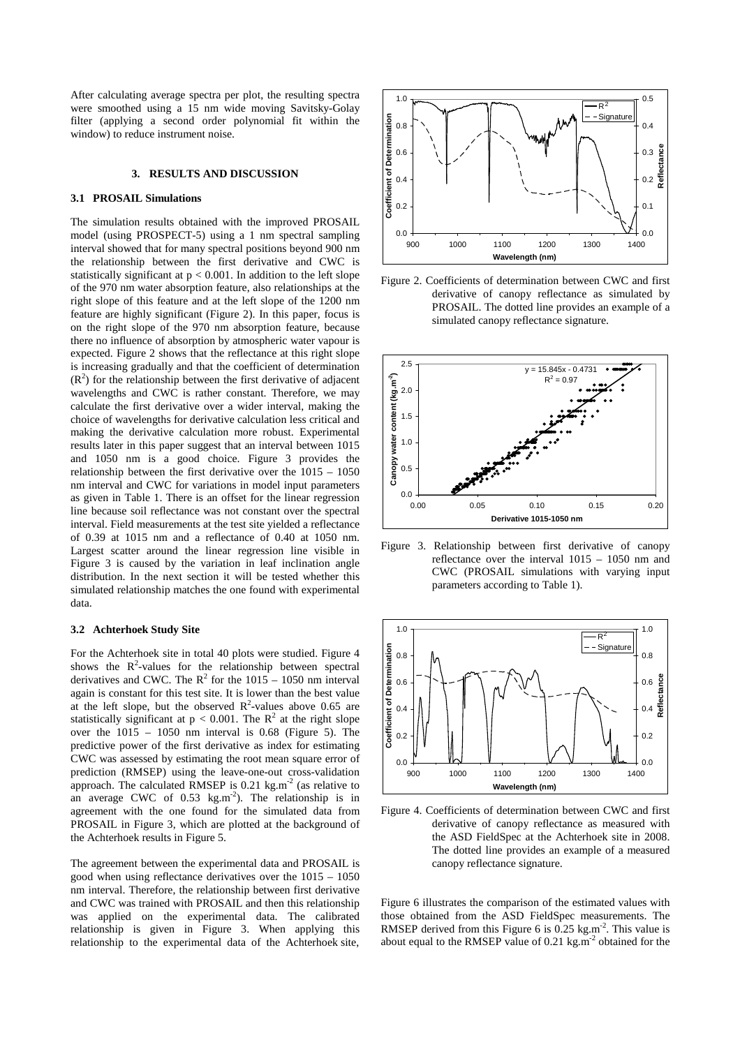After calculating average spectra per plot, the resulting spectra were smoothed using a 15 nm wide moving Savitsky-Golay filter (applying a second order polynomial fit within the window) to reduce instrument noise.

## 3. RESULTS AND DISCUSSION

### 3.1 PROSAIL Simulations

The simulation results obtained with the improved PROSAIL model (using PROSPECT-5) using a 1 nm spectral sampling interval showed that for many spectral positions beyond 900 nm the relationship between the first derivative and CWC is statistically significant at $p < 0.001$. In addition to the left slope of the 970 nm water absorption feature, also relationships at the right slope of this feature and at the left slope of the 1200 nm feature are highly significant (Figure 2). In this paper, focus is on the right slope of the 970 nm absorption feature, because there no influence of absorption by atmospheric water vapour is expected. Figure 2 shows that the reflectance at this right slope is increasing gradually and that the coefficient of determination ($R^2$) for the relationship between the first derivative of adjacent wavelengths and CWC is rather constant. Therefore, we may calculate the first derivative over a wider interval, making the choice of wavelengths for derivative calculation less critical and making the derivative calculation more robust. Experimental results later in this paper suggest that an interval between 1015 and 1050 nm is a good choice. Figure 3 provides the relationship between the first derivative over the 1015 – 1050 nm interval and CWC for variations in model input parameters as given in Table 1. There is an offset for the linear regression line because soil reflectance was not constant over the spectral interval. Field measurements at the test site yielded a reflectance of 0.39 at 1015 nm and a reflectance of 0.40 at 1050 nm. Largest scatter around the linear regression line visible in Figure 3 is caused by the variation in leaf inclination angle distribution. In the next section it will be tested whether this simulated relationship matches the one found with experimental data.

Coefficient of Determination
Reflectance
$R^2$
Signature
Wavelength (nm)
1.0 0.8 0.6 0.4 0.2 0.0
0.5 0.4 0.3 0.2 0.1 0.0
900 1000 1100 1200 1300 1400

Figure 2. Coefficients of determination between CWC and first derivative of canopy reflectance as simulated by PROSAIL. The dotted line provides an example of a simulated canopy reflectance signature.

Canopy water content (kg.m$^{-2}$)
Derivative 1015-1050 nm
$y = 15.845x - 0.4731$
$R^2 = 0.97$
2.5 2.0 1.5 1.0 0.5 0.0
0.00 0.05 0.10 0.15 0.20

Figure 3. Relationship between first derivative of canopy reflectance over the interval 1015 – 1050 nm and CWC (PROSAIL simulations with varying input parameters according to Table 1).

### 3.2 Achterhoek Study Site

For the Achterhoek site in total 40 plots were studied. Figure 4 shows the $R^2$-values for the relationship between spectral derivatives and CWC. The $R^2$ for the 1015 – 1050 nm interval again is constant for this test site. It is lower than the best value at the left slope, but the observed $R^2$-values above 0.65 are statistically significant at $p < 0.001$. The $R^2$ at the right slope over the 1015 – 1050 nm interval is 0.68 (Figure 5). The predictive power of the first derivative as index for estimating CWC was assessed by estimating the root mean square error of prediction (RMSEP) using the leave-one-out cross-validation approach. The calculated RMSEP is 0.21 kg.m$^{-2}$ (as relative to an average CWC of 0.53 kg.m$^{-2}$). The relationship is in agreement with the one found for the simulated data from PROSAIL in Figure 3, which are plotted at the background of the Achterhoek results in Figure 5.

The agreement between the experimental data and PROSAIL is good when using reflectance derivatives over the 1015 – 1050 nm interval. Therefore, the relationship between first derivative and CWC was trained with PROSAIL and then this relationship was applied on the experimental data. The calibrated relationship is given in Figure 3. When applying this relationship to the experimental data of the Achterhoek site, Figure 6 illustrates the comparison of the estimated values with those obtained from the ASD FieldSpec measurements. The RMSEP derived from this Figure 6 is 0.25 kg.m$^{-2}$. This value is about equal to the RMSEP value of 0.21 kg.m$^{-2}$ obtained for the

Coefficient of Determination
Reflectance
$R^2$
Signature
Wavelength (nm)
1.0 0.8 0.6 0.4 0.2 0.0
1.0 0.8 0.6 0.4 0.2 0.0
900 1000 1100 1200 1300 1400

Figure 4. Coefficients of determination between CWC and first derivative of canopy reflectance as measured with the ASD FieldSpec at the Achterhoek site in 2008. The dotted line provides an example of a measured canopy reflectance signature.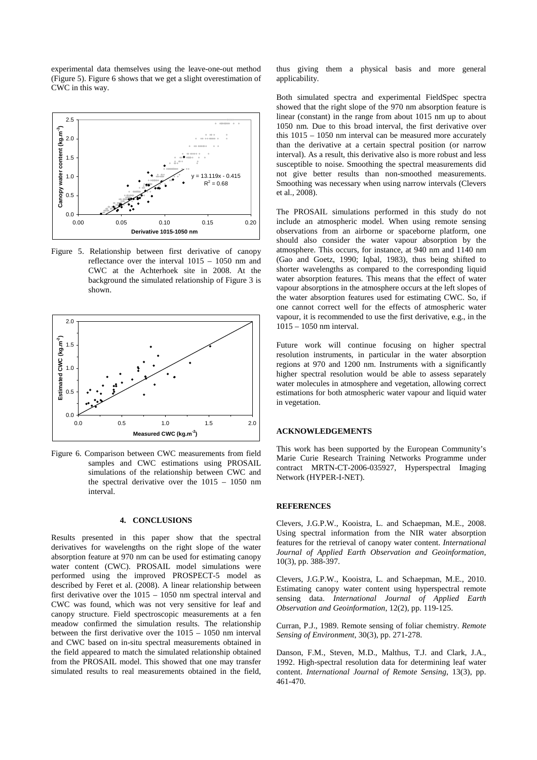experimental data themselves using the leave-one-out method (Figure 5). Figure 6 shows that we get a slight overestimation of CWC in this way.

Canopy water content (kg.m$^{-2}$)

Derivative 1015-1050 nm

$y = 13.119x - 0.415$
$R^2 = 0.68$

Figure 5. Relationship between first derivative of canopy reflectance over the interval 1015 – 1050 nm and CWC at the Achterhoek site in 2008. At the background the simulated relationship of Figure 3 is shown.

Estimated CWC (kg.m$^{-2}$)

Measured CWC (kg.m$^{-2}$)

Figure 6. Comparison between CWC measurements from field samples and CWC estimations using PROSAIL simulations of the relationship between CWC and the spectral derivative over the 1015 – 1050 nm interval.

## 4. CONCLUSIONS

Results presented in this paper show that the spectral derivatives for wavelengths on the right slope of the water absorption feature at 970 nm can be used for estimating canopy water content (CWC). PROSAIL model simulations were performed using the improved PROSPECT-5 model as described by Feret et al. (2008). A linear relationship between first derivative over the 1015 – 1050 nm spectral interval and CWC was found, which was not very sensitive for leaf and canopy structure. Field spectroscopic measurements at a fen meadow confirmed the simulation results. The relationship between the first derivative over the 1015 – 1050 nm interval and CWC based on in-situ spectral measurements obtained in the field appeared to match the simulated relationship obtained from the PROSAIL model. This showed that one may transfer simulated results to real measurements obtained in the field, thus giving them a physical basis and more general applicability.

Both simulated spectra and experimental FieldSpec spectra showed that the right slope of the 970 nm absorption feature is linear (constant) in the range from about 1015 nm up to about 1050 nm. Due to this broad interval, the first derivative over this 1015 – 1050 nm interval can be measured more accurately than the derivative at a certain spectral position (or narrow interval). As a result, this derivative also is more robust and less susceptible to noise. Smoothing the spectral measurements did not give better results than non-smoothed measurements. Smoothing was necessary when using narrow intervals (Clevers et al., 2008).

The PROSAIL simulations performed in this study do not include an atmospheric model. When using remote sensing observations from an airborne or spaceborne platform, one should also consider the water vapour absorption by the atmosphere. This occurs, for instance, at 940 nm and 1140 nm (Gao and Goetz, 1990; Iqbal, 1983), thus being shifted to shorter wavelengths as compared to the corresponding liquid water absorption features. This means that the effect of water vapour absorptions in the atmosphere occurs at the left slopes of the water absorption features used for estimating CWC. So, if one cannot correct well for the effects of atmospheric water vapour, it is recommended to use the first derivative, e.g., in the 1015 – 1050 nm interval.

Future work will continue focusing on higher spectral resolution instruments, in particular in the water absorption regions at 970 and 1200 nm. Instruments with a significantly higher spectral resolution would be able to assess separately water molecules in atmosphere and vegetation, allowing correct estimations for both atmospheric water vapour and liquid water in vegetation.

## ACKNOWLEDGEMENTS

This work has been supported by the European Community's Marie Curie Research Training Networks Programme under contract MRTN-CT-2006-035927, Hyperspectral Imaging Network (HYPER-I-NET).

## REFERENCES

Clevers, J.G.P.W., Kooistra, L. and Schaepman, M.E., 2008. Using spectral information from the NIR water absorption features for the retrieval of canopy water content. *International Journal of Applied Earth Observation and Geoinformation*, 10(3), pp. 388-397.

Clevers, J.G.P.W., Kooistra, L. and Schaepman, M.E., 2010. Estimating canopy water content using hyperspectral remote sensing data. *International Journal of Applied Earth Observation and Geoinformation*, 12(2), pp. 119-125.

Curran, P.J., 1989. Remote sensing of foliar chemistry. *Remote Sensing of Environment*, 30(3), pp. 271-278.

Danson, F.M., Steven, M.D., Malthus, T.J. and Clark, J.A., 1992. High-spectral resolution data for determining leaf water content. *International Journal of Remote Sensing*, 13(3), pp. 461-470.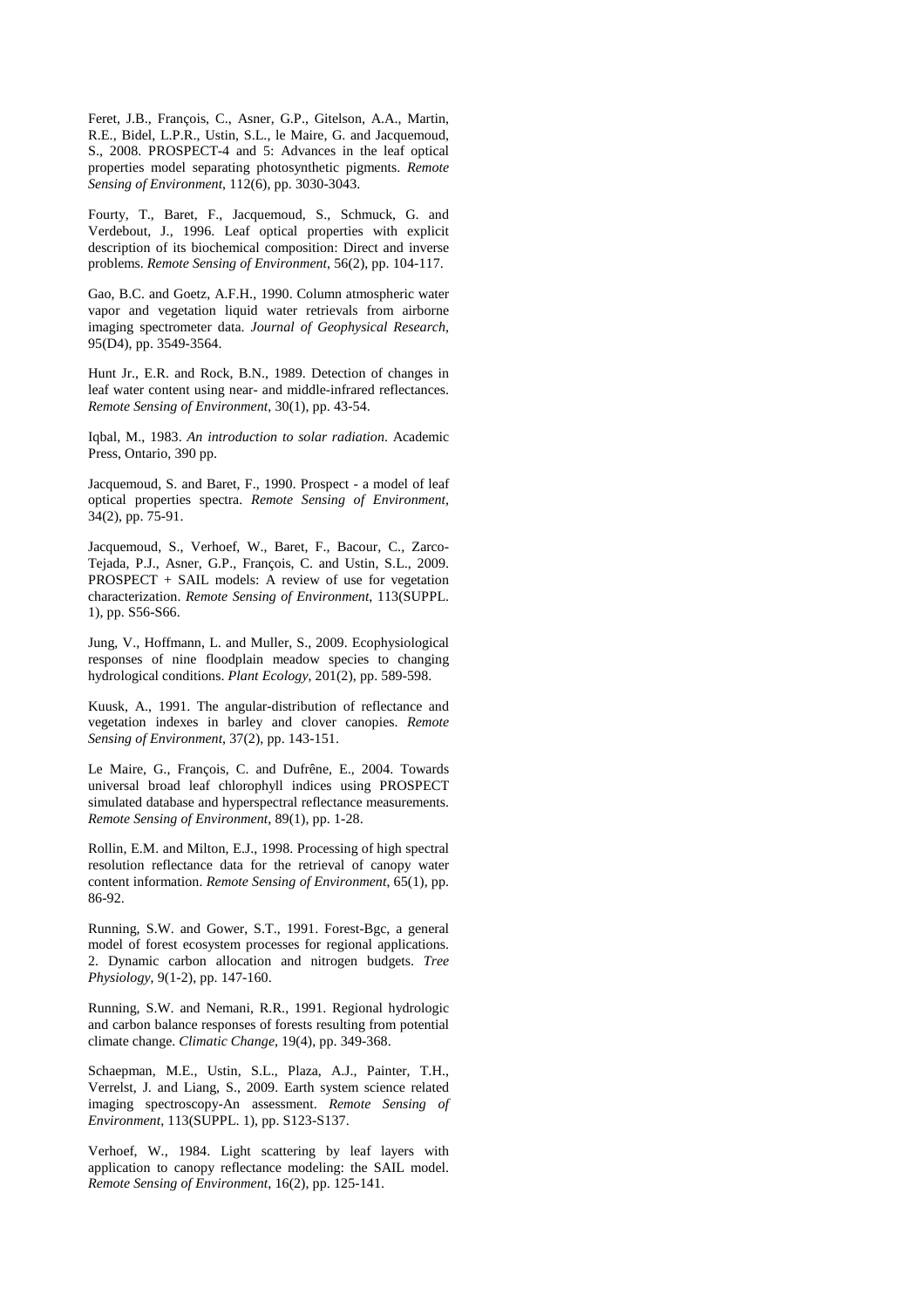Feret, J.B., François, C., Asner, G.P., Gitelson, A.A., Martin, R.E., Bidel, L.P.R., Ustin, S.L., le Maire, G. and Jacquemoud, S., 2008. PROSPECT-4 and 5: Advances in the leaf optical properties model separating photosynthetic pigments. *Remote Sensing of Environment*, 112(6), pp. 3030-3043.

Fourty, T., Baret, F., Jacquemoud, S., Schmuck, G. and Verdebout, J., 1996. Leaf optical properties with explicit description of its biochemical composition: Direct and inverse problems. *Remote Sensing of Environment*, 56(2), pp. 104-117.

Gao, B.C. and Goetz, A.F.H., 1990. Column atmospheric water vapor and vegetation liquid water retrievals from airborne imaging spectrometer data. *Journal of Geophysical Research*, 95(D4), pp. 3549-3564.

Hunt Jr., E.R. and Rock, B.N., 1989. Detection of changes in leaf water content using near- and middle-infrared reflectances. *Remote Sensing of Environment*, 30(1), pp. 43-54.

Iqbal, M., 1983. *An introduction to solar radiation*. Academic Press, Ontario, 390 pp.

Jacquemoud, S. and Baret, F., 1990. Prospect - a model of leaf optical properties spectra. *Remote Sensing of Environment*, 34(2), pp. 75-91.

Jacquemoud, S., Verhoef, W., Baret, F., Bacour, C., Zarco-Tejada, P.J., Asner, G.P., François, C. and Ustin, S.L., 2009. PROSPECT + SAIL models: A review of use for vegetation characterization. *Remote Sensing of Environment*, 113(SUPPL. 1), pp. S56-S66.

Jung, V., Hoffmann, L. and Muller, S., 2009. Ecophysiological responses of nine floodplain meadow species to changing hydrological conditions. *Plant Ecology*, 201(2), pp. 589-598.

Kuusk, A., 1991. The angular-distribution of reflectance and vegetation indexes in barley and clover canopies. *Remote Sensing of Environment*, 37(2), pp. 143-151.

Le Maire, G., François, C. and Dufrêne, E., 2004. Towards universal broad leaf chlorophyll indices using PROSPECT simulated database and hyperspectral reflectance measurements. *Remote Sensing of Environment*, 89(1), pp. 1-28.

Rollin, E.M. and Milton, E.J., 1998. Processing of high spectral resolution reflectance data for the retrieval of canopy water content information. *Remote Sensing of Environment*, 65(1), pp. 86-92.

Running, S.W. and Gower, S.T., 1991. Forest-Bgc, a general model of forest ecosystem processes for regional applications. 2. Dynamic carbon allocation and nitrogen budgets. *Tree Physiology*, 9(1-2), pp. 147-160.

Running, S.W. and Nemani, R.R., 1991. Regional hydrologic and carbon balance responses of forests resulting from potential climate change. *Climatic Change*, 19(4), pp. 349-368.

Schaepman, M.E., Ustin, S.L., Plaza, A.J., Painter, T.H., Verrelst, J. and Liang, S., 2009. Earth system science related imaging spectroscopy-An assessment. *Remote Sensing of Environment*, 113(SUPPL. 1), pp. S123-S137.

Verhoef, W., 1984. Light scattering by leaf layers with application to canopy reflectance modeling: the SAIL model. *Remote Sensing of Environment*, 16(2), pp. 125-141.